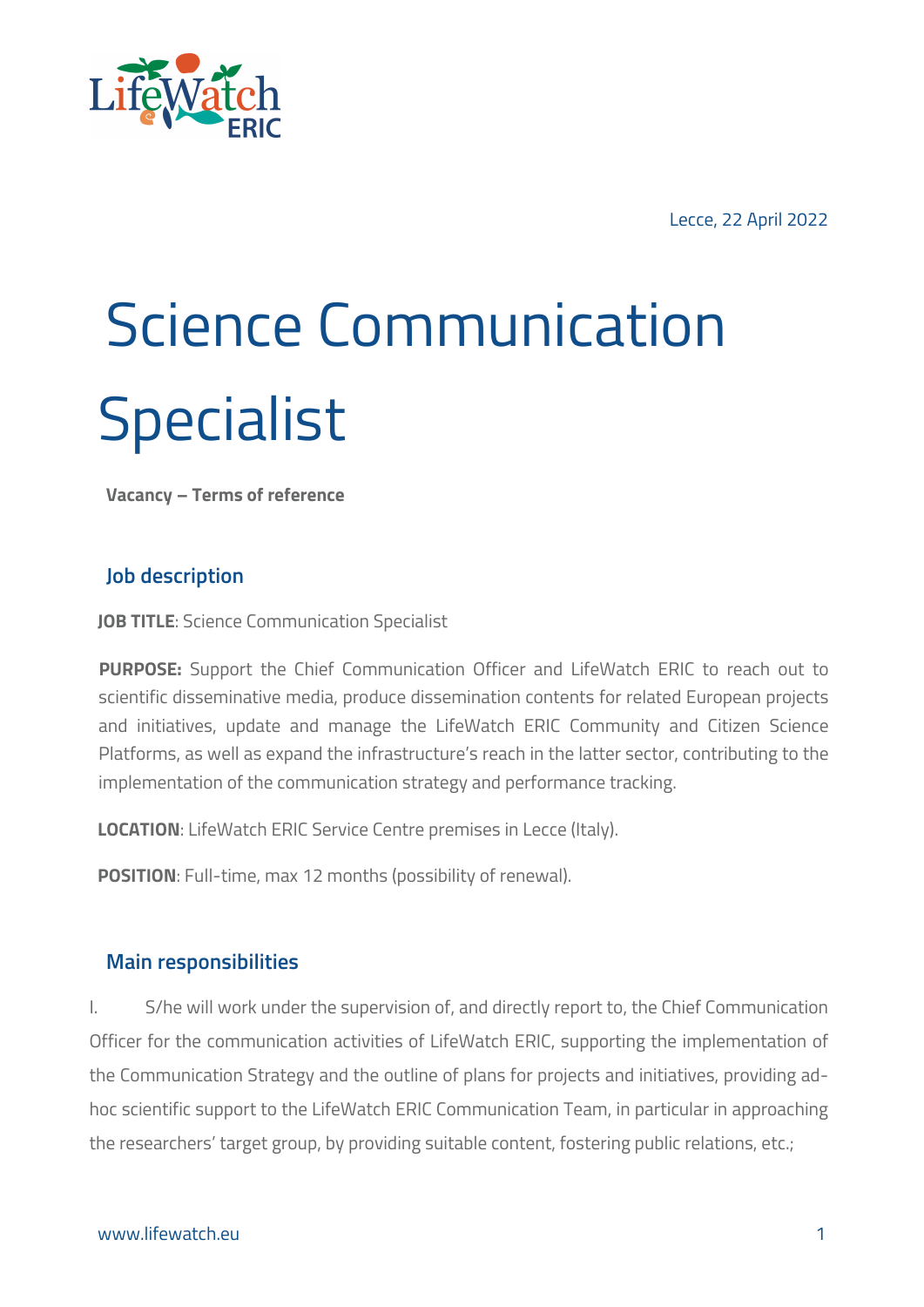Lecce, 22 April 2022

# Science Communication Specialist

**Vacancy – Terms of reference**

## Job description

**JOB TITLE**: Science Communication Specialist

**PURPOSE:** Support the Chief Communication Officer and LifeWatch ERIC to reach out to scientific disseminative media, produce dissemination contents for related European projects and initiatives, update and manage the LifeWatch ERIC Community and Citizen Science Platforms, as well as expand the infrastructure's reach in the latter sector, contributing to the implementation of the communication strategy and performance tracking.

**LOCATION**: LifeWatch ERIC Service Centre premises in Lecce (Italy).

**POSITION**: Full-time, max 12 months (possibility of renewal).

## Main responsibilities

I. S/he will work under the supervision of, and directly report to, the Chief Communication Officer for the communication activities of LifeWatch ERIC, supporting the implementation of the Communication Strategy and the outline of plans for projects and initiatives, providing ad-hoc scientific support to the LifeWatch ERIC Communication Team, in particular in approaching the researchers' target group, by providing suitable content, fostering public relations, etc.;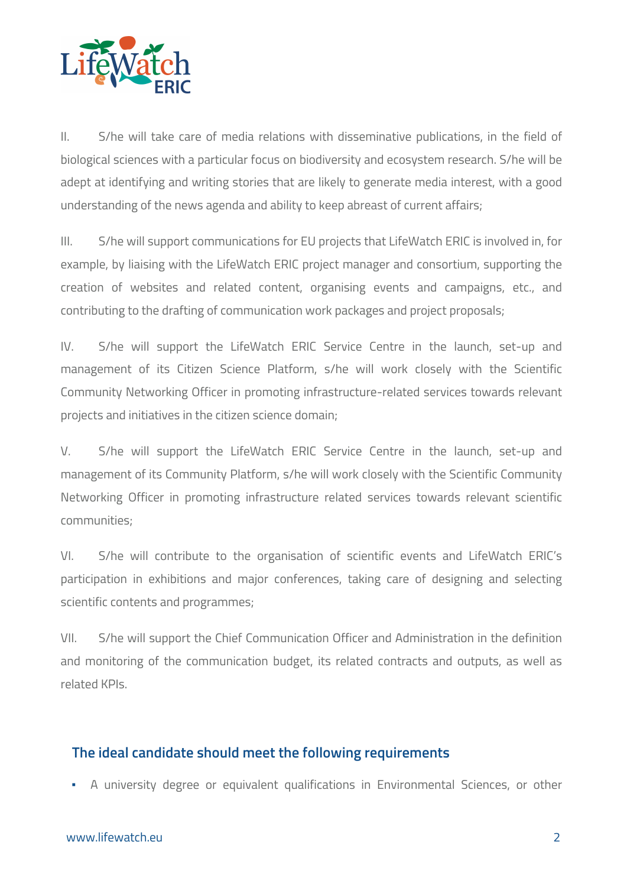II. S/he will take care of media relations with disseminative publications, in the field of biological sciences with a particular focus on biodiversity and ecosystem research. S/he will be adept at identifying and writing stories that are likely to generate media interest, with a good understanding of the news agenda and ability to keep abreast of current affairs;

III. S/he will support communications for EU projects that LifeWatch ERIC is involved in, for example, by liaising with the LifeWatch ERIC project manager and consortium, supporting the creation of websites and related content, organising events and campaigns, etc., and contributing to the drafting of communication work packages and project proposals;

IV. S/he will support the LifeWatch ERIC Service Centre in the launch, set-up and management of its Citizen Science Platform, s/he will work closely with the Scientific Community Networking Officer in promoting infrastructure-related services towards relevant projects and initiatives in the citizen science domain;

V. S/he will support the LifeWatch ERIC Service Centre in the launch, set-up and management of its Community Platform, s/he will work closely with the Scientific Community Networking Officer in promoting infrastructure related services towards relevant scientific communities;

VI. S/he will contribute to the organisation of scientific events and LifeWatch ERIC's participation in exhibitions and major conferences, taking care of designing and selecting scientific contents and programmes;

VII. S/he will support the Chief Communication Officer and Administration in the definition and monitoring of the communication budget, its related contracts and outputs, as well as related KPIs.

## The ideal candidate should meet the following requirements

- A university degree or equivalent qualifications in Environmental Sciences, or other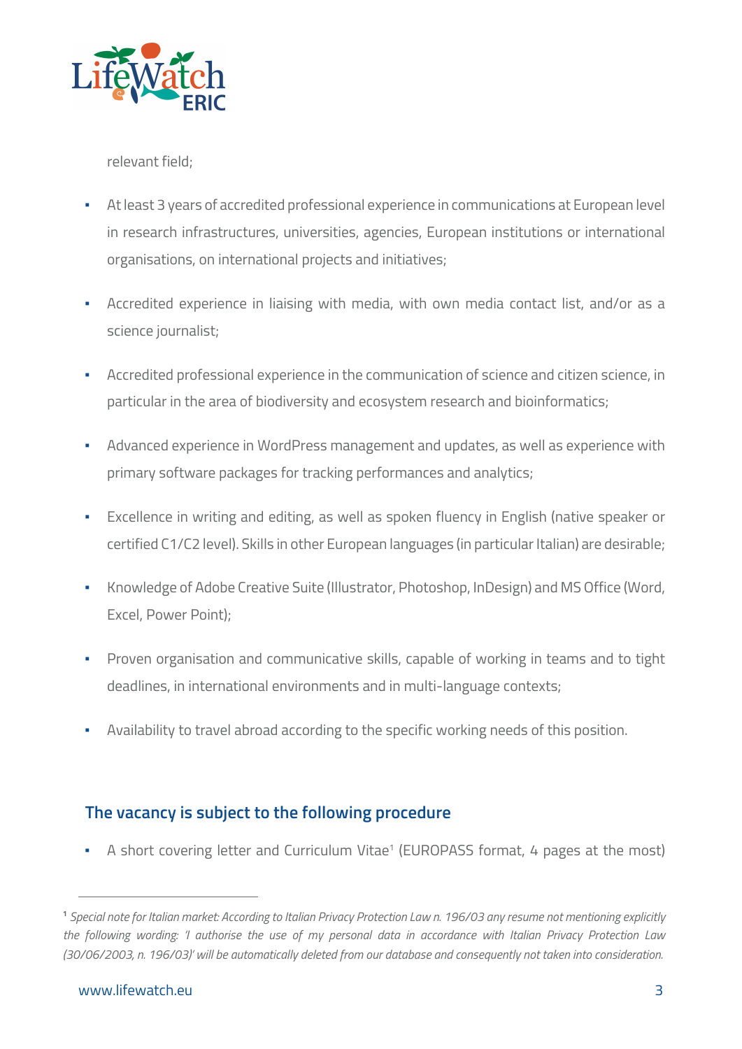relevant field;

- At least 3 years of accredited professional experience in communications at European level in research infrastructures, universities, agencies, European institutions or international organisations, on international projects and initiatives;
- Accredited experience in liaising with media, with own media contact list, and/or as a science journalist;
- Accredited professional experience in the communication of science and citizen science, in particular in the area of biodiversity and ecosystem research and bioinformatics;
- Advanced experience in WordPress management and updates, as well as experience with primary software packages for tracking performances and analytics;
- Excellence in writing and editing, as well as spoken fluency in English (native speaker or certified C1/C2 level). Skills in other European languages (in particular Italian) are desirable;
- Knowledge of Adobe Creative Suite (Illustrator, Photoshop, InDesign) and MS Office (Word, Excel, Power Point);
- Proven organisation and communicative skills, capable of working in teams and to tight deadlines, in international environments and in multi-language contexts;
- Availability to travel abroad according to the specific working needs of this position.

## The vacancy is subject to the following procedure

- A short covering letter and Curriculum Vitae[1] (EUROPASS format, 4 pages at the most)

---

[1] *Special note for Italian market: According to Italian Privacy Protection Law n. 196/03 any resume not mentioning explicitly the following wording: 'I authorise the use of my personal data in accordance with Italian Privacy Protection Law (30/06/2003, n. 196/03)' will be automatically deleted from our database and consequently not taken into consideration.*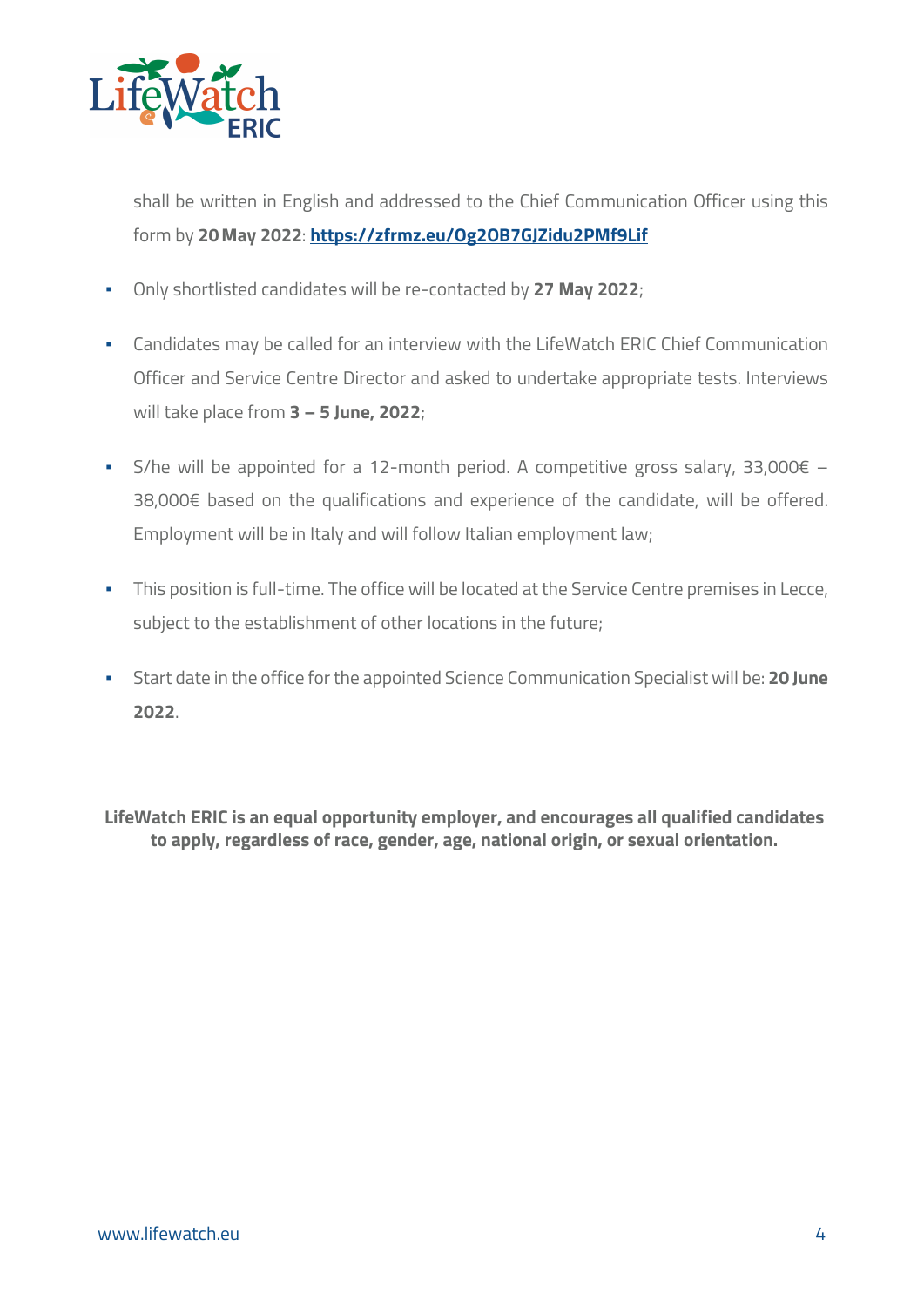shall be written in English and addressed to the Chief Communication Officer using this form by **20 May 2022**: **[https://zfrmz.eu/Og2OB7GJZidu2PMf9Lif](https://zfrmz.eu/Og2OB7GJZidu2PMf9Lif)**

- Only shortlisted candidates will be re-contacted by **27 May 2022**;
- Candidates may be called for an interview with the LifeWatch ERIC Chief Communication Officer and Service Centre Director and asked to undertake appropriate tests. Interviews will take place from **3 – 5 June, 2022**;
- S/he will be appointed for a 12-month period. A competitive gross salary, 33,000€ – 38,000€ based on the qualifications and experience of the candidate, will be offered. Employment will be in Italy and will follow Italian employment law;
- This position is full-time. The office will be located at the Service Centre premises in Lecce, subject to the establishment of other locations in the future;
- Start date in the office for the appointed Science Communication Specialist will be: **20 June 2022**.

**LifeWatch ERIC is an equal opportunity employer, and encourages all qualified candidates to apply, regardless of race, gender, age, national origin, or sexual orientation.**